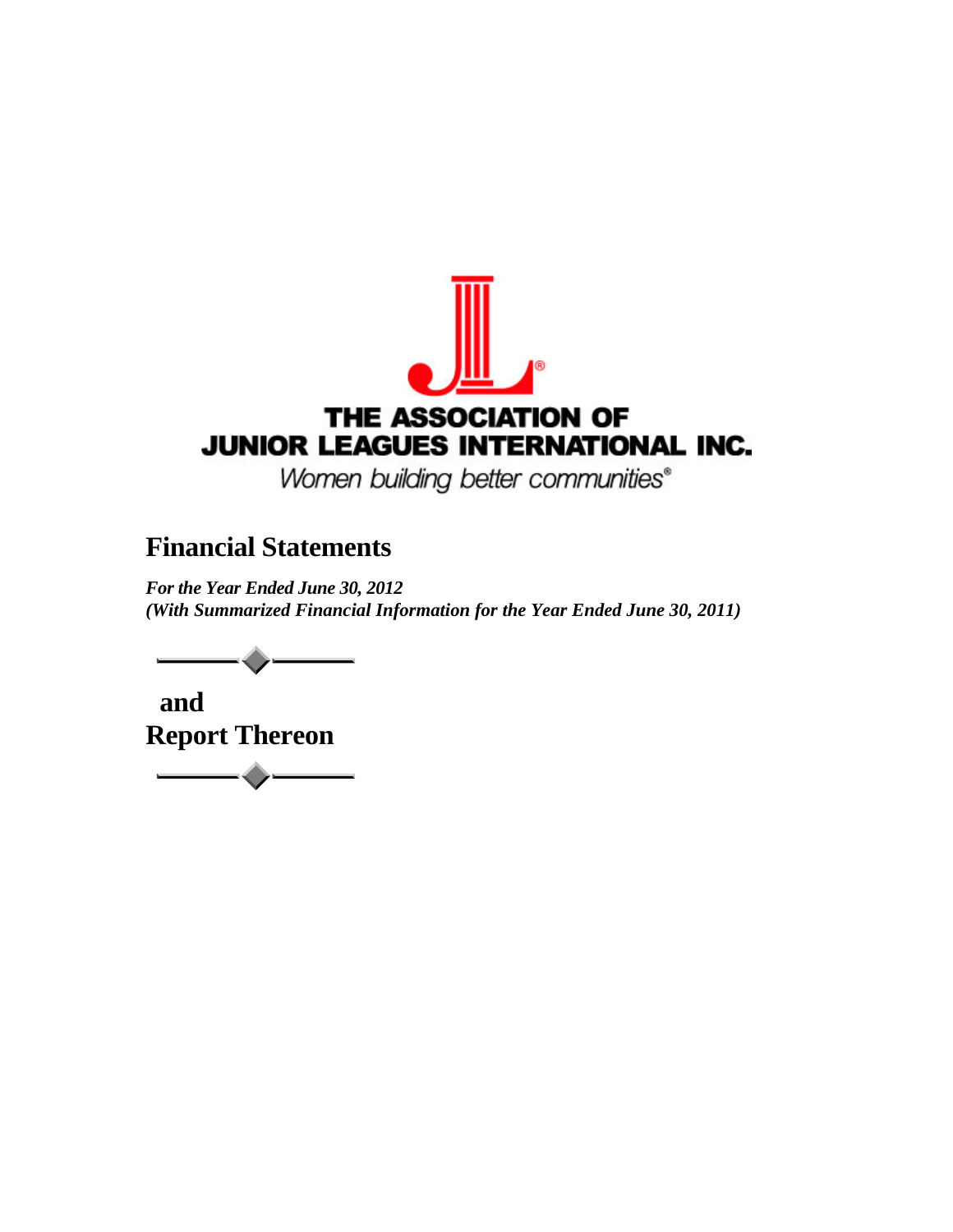THE ASSOCIATION OF
JUNIOR LEAGUES INTERNATIONAL INC.

*Women building better communities®*

# Financial Statements

***For the Year Ended June 30, 2012***
***(With Summarized Financial Information for the Year Ended June 30, 2011)***

**and**
**Report Thereon**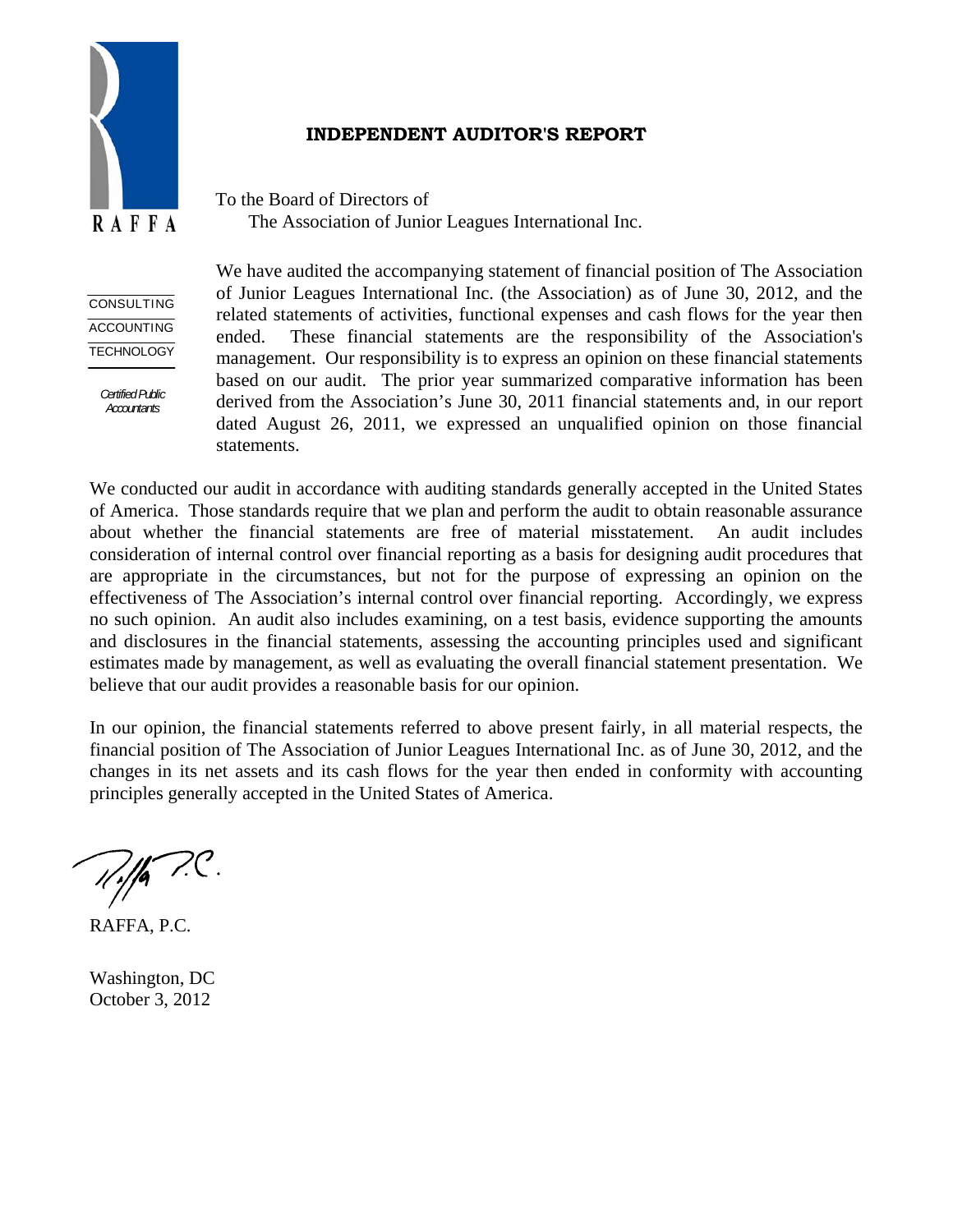RAFFA

CONSULTING
ACCOUNTING
TECHNOLOGY

*Certified Public Accountants*

# INDEPENDENT AUDITOR'S REPORT

To the Board of Directors of
The Association of Junior Leagues International Inc.

We have audited the accompanying statement of financial position of The Association of Junior Leagues International Inc. (the Association) as of June 30, 2012, and the related statements of activities, functional expenses and cash flows for the year then ended. These financial statements are the responsibility of the Association's management. Our responsibility is to express an opinion on these financial statements based on our audit. The prior year summarized comparative information has been derived from the Association's June 30, 2011 financial statements and, in our report dated August 26, 2011, we expressed an unqualified opinion on those financial statements.

We conducted our audit in accordance with auditing standards generally accepted in the United States of America. Those standards require that we plan and perform the audit to obtain reasonable assurance about whether the financial statements are free of material misstatement. An audit includes consideration of internal control over financial reporting as a basis for designing audit procedures that are appropriate in the circumstances, but not for the purpose of expressing an opinion on the effectiveness of The Association's internal control over financial reporting. Accordingly, we express no such opinion. An audit also includes examining, on a test basis, evidence supporting the amounts and disclosures in the financial statements, assessing the accounting principles used and significant estimates made by management, as well as evaluating the overall financial statement presentation. We believe that our audit provides a reasonable basis for our opinion.

In our opinion, the financial statements referred to above present fairly, in all material respects, the financial position of The Association of Junior Leagues International Inc. as of June 30, 2012, and the changes in its net assets and its cash flows for the year then ended in conformity with accounting principles generally accepted in the United States of America.

Raffa P.C.

RAFFA, P.C.

Washington, DC
October 3, 2012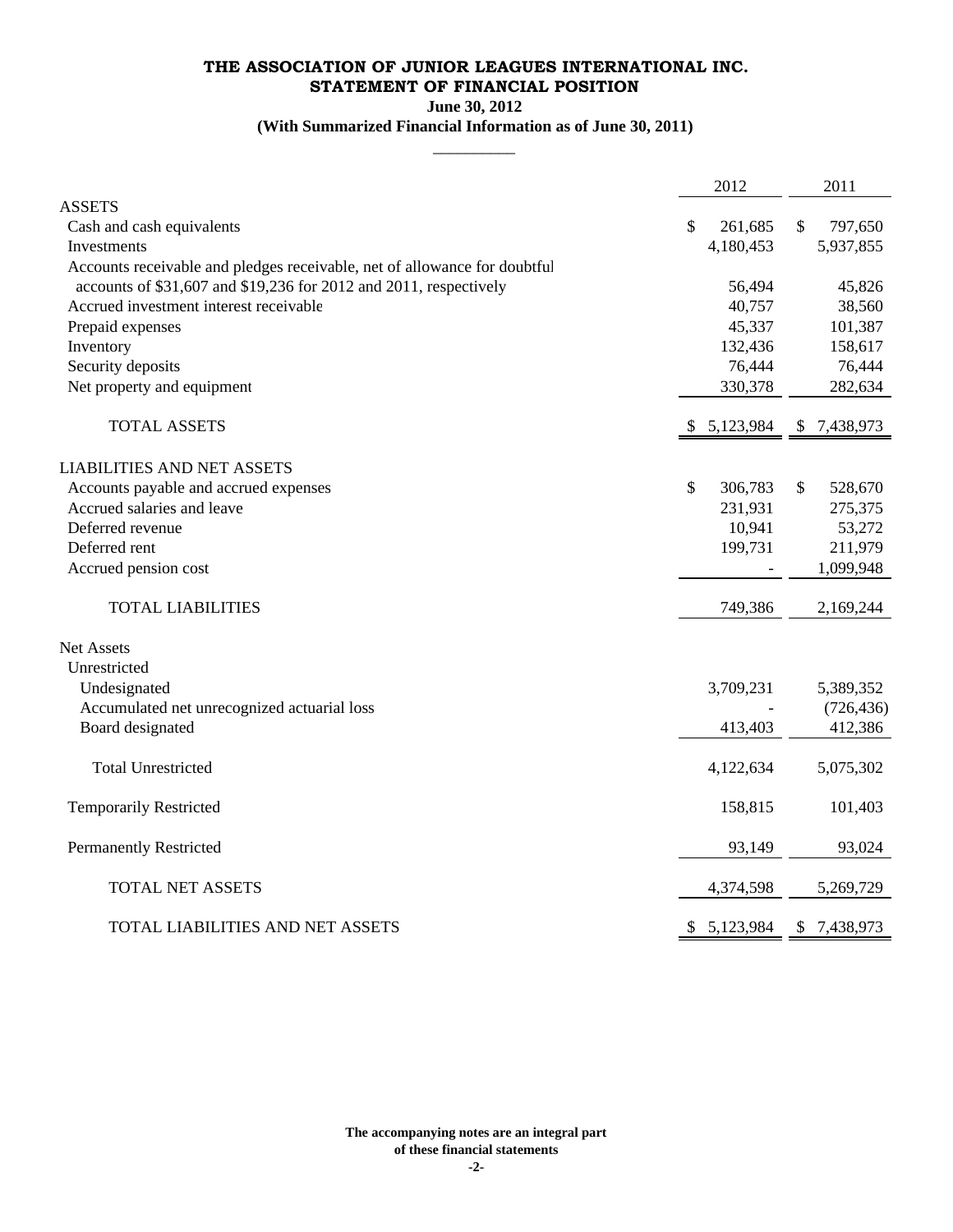# THE ASSOCIATION OF JUNIOR LEAGUES INTERNATIONAL INC.
## STATEMENT OF FINANCIAL POSITION
### June 30, 2012
### (With Summarized Financial Information as of June 30, 2011)

| | 2012 | 2011 |
|---|---|---|
| **ASSETS** | | |
| Cash and cash equivalents | $ 261,685 | $ 797,650 |
| Investments | 4,180,453 | 5,937,855 |
| Accounts receivable and pledges receivable, net of allowance for doubtful accounts of $31,607 and $19,236 for 2012 and 2011, respectively | 56,494 | 45,826 |
| Accrued investment interest receivable | 40,757 | 38,560 |
| Prepaid expenses | 45,337 | 101,387 |
| Inventory | 132,436 | 158,617 |
| Security deposits | 76,444 | 76,444 |
| Net property and equipment | 330,378 | 282,634 |
| TOTAL ASSETS | $ 5,123,984 | $ 7,438,973 |
| **LIABILITIES AND NET ASSETS** | | |
| Accounts payable and accrued expenses | $ 306,783 | $ 528,670 |
| Accrued salaries and leave | 231,931 | 275,375 |
| Deferred revenue | 10,941 | 53,272 |
| Deferred rent | 199,731 | 211,979 |
| Accrued pension cost | - | 1,099,948 |
| TOTAL LIABILITIES | 749,386 | 2,169,244 |
| Net Assets | | |
| Unrestricted | | |
| Undesignated | 3,709,231 | 5,389,352 |
| Accumulated net unrecognized actuarial loss | - | (726,436) |
| Board designated | 413,403 | 412,386 |
| Total Unrestricted | 4,122,634 | 5,075,302 |
| Temporarily Restricted | 158,815 | 101,403 |
| Permanently Restricted | 93,149 | 93,024 |
| TOTAL NET ASSETS | 4,374,598 | 5,269,729 |
| TOTAL LIABILITIES AND NET ASSETS | $ 5,123,984 | $ 7,438,973 |

**The accompanying notes are an integral part of these financial statements**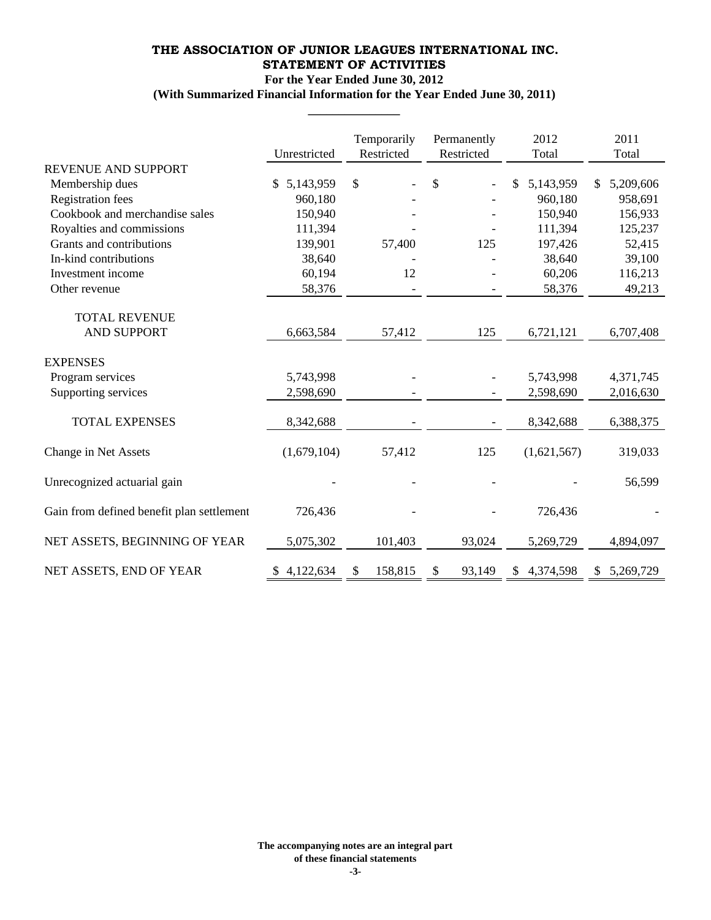# THE ASSOCIATION OF JUNIOR LEAGUES INTERNATIONAL INC.
## STATEMENT OF ACTIVITIES
### For the Year Ended June 30, 2012
### (With Summarized Financial Information for the Year Ended June 30, 2011)

| | Unrestricted | Temporarily Restricted | Permanently Restricted | 2012 Total | 2011 Total |
|---|---|---|---|---|---|
| REVENUE AND SUPPORT | | | | | |
| Membership dues | $ 5,143,959 | $ - | $ - | $ 5,143,959 | $ 5,209,606 |
| Registration fees | 960,180 | - | - | 960,180 | 958,691 |
| Cookbook and merchandise sales | 150,940 | - | - | 150,940 | 156,933 |
| Royalties and commissions | 111,394 | - | - | 111,394 | 125,237 |
| Grants and contributions | 139,901 | 57,400 | 125 | 197,426 | 52,415 |
| In-kind contributions | 38,640 | - | - | 38,640 | 39,100 |
| Investment income | 60,194 | 12 | - | 60,206 | 116,213 |
| Other revenue | 58,376 | - | - | 58,376 | 49,213 |
| TOTAL REVENUE AND SUPPORT | 6,663,584 | 57,412 | 125 | 6,721,121 | 6,707,408 |
| EXPENSES | | | | | |
| Program services | 5,743,998 | - | - | 5,743,998 | 4,371,745 |
| Supporting services | 2,598,690 | - | - | 2,598,690 | 2,016,630 |
| TOTAL EXPENSES | 8,342,688 | - | - | 8,342,688 | 6,388,375 |
| Change in Net Assets | (1,679,104) | 57,412 | 125 | (1,621,567) | 319,033 |
| Unrecognized actuarial gain | - | - | - | - | 56,599 |
| Gain from defined benefit plan settlement | 726,436 | - | - | 726,436 | - |
| NET ASSETS, BEGINNING OF YEAR | 5,075,302 | 101,403 | 93,024 | 5,269,729 | 4,894,097 |
| NET ASSETS, END OF YEAR | $ 4,122,634 | $ 158,815 | $ 93,149 | $ 4,374,598 | $ 5,269,729 |

**The accompanying notes are an integral part of these financial statements**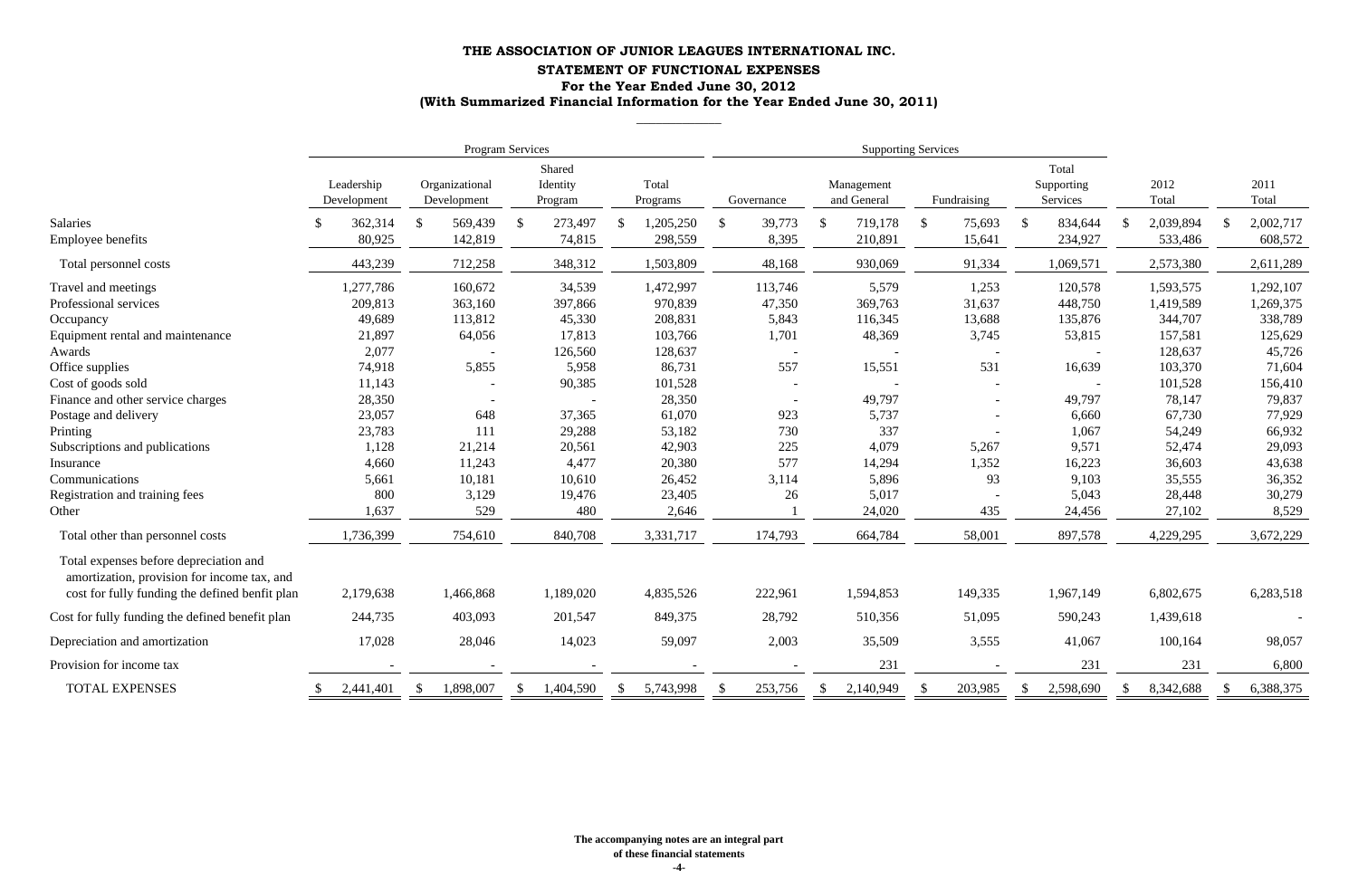# THE ASSOCIATION OF JUNIOR LEAGUES INTERNATIONAL INC.

## STATEMENT OF FUNCTIONAL EXPENSES

### For the Year Ended June 30, 2012

### (With Summarized Financial Information for the Year Ended June 30, 2011)

| | Program Services | | | | Supporting Services | | | | | |
|---|---|---|---|---|---|---|---|---|---|---|
| | Leadership Development | Organizational Development | Shared Identity Program | Total Programs | Governance | Management and General | Fundraising | Total Supporting Services | 2012 Total | 2011 Total |
| Salaries | $ 362,314 | $ 569,439 | $ 273,497 | $ 1,205,250 | $ 39,773 | $ 719,178 | $ 75,693 | $ 834,644 | $ 2,039,894 | $ 2,002,717 |
| Employee benefits | 80,925 | 142,819 | 74,815 | 298,559 | 8,395 | 210,891 | 15,641 | 234,927 | 533,486 | 608,572 |
| Total personnel costs | 443,239 | 712,258 | 348,312 | 1,503,809 | 48,168 | 930,069 | 91,334 | 1,069,571 | 2,573,380 | 2,611,289 |
| Travel and meetings | 1,277,786 | 160,672 | 34,539 | 1,472,997 | 113,746 | 5,579 | 1,253 | 120,578 | 1,593,575 | 1,292,107 |
| Professional services | 209,813 | 363,160 | 397,866 | 970,839 | 47,350 | 369,763 | 31,637 | 448,750 | 1,419,589 | 1,269,375 |
| Occupancy | 49,689 | 113,812 | 45,330 | 208,831 | 5,843 | 116,345 | 13,688 | 135,876 | 344,707 | 338,789 |
| Equipment rental and maintenance | 21,897 | 64,056 | 17,813 | 103,766 | 1,701 | 48,369 | 3,745 | 53,815 | 157,581 | 125,629 |
| Awards | 2,077 | - | 126,560 | 128,637 | - | - | - | - | 128,637 | 45,726 |
| Office supplies | 74,918 | 5,855 | 5,958 | 86,731 | 557 | 15,551 | 531 | 16,639 | 103,370 | 71,604 |
| Cost of goods sold | 11,143 | - | 90,385 | 101,528 | - | - | - | - | 101,528 | 156,410 |
| Finance and other service charges | 28,350 | - | - | 28,350 | - | 49,797 | - | 49,797 | 78,147 | 79,837 |
| Postage and delivery | 23,057 | 648 | 37,365 | 61,070 | 923 | 5,737 | - | 6,660 | 67,730 | 77,929 |
| Printing | 23,783 | 111 | 29,288 | 53,182 | 730 | 337 | - | 1,067 | 54,249 | 66,932 |
| Subscriptions and publications | 1,128 | 21,214 | 20,561 | 42,903 | 225 | 4,079 | 5,267 | 9,571 | 52,474 | 29,093 |
| Insurance | 4,660 | 11,243 | 4,477 | 20,380 | 577 | 14,294 | 1,352 | 16,223 | 36,603 | 43,638 |
| Communications | 5,661 | 10,181 | 10,610 | 26,452 | 3,114 | 5,896 | 93 | 9,103 | 35,555 | 36,352 |
| Registration and training fees | 800 | 3,129 | 19,476 | 23,405 | 26 | 5,017 | - | 5,043 | 28,448 | 30,279 |
| Other | 1,637 | 529 | 480 | 2,646 | 1 | 24,020 | 435 | 24,456 | 27,102 | 8,529 |
| Total other than personnel costs | 1,736,399 | 754,610 | 840,708 | 3,331,717 | 174,793 | 664,784 | 58,001 | 897,578 | 4,229,295 | 3,672,229 |
| Total expenses before depreciation and amortization, provision for income tax, and cost for fully funding the defined benfit plan | 2,179,638 | 1,466,868 | 1,189,020 | 4,835,526 | 222,961 | 1,594,853 | 149,335 | 1,967,149 | 6,802,675 | 6,283,518 |
| Cost for fully funding the defined benefit plan | 244,735 | 403,093 | 201,547 | 849,375 | 28,792 | 510,356 | 51,095 | 590,243 | 1,439,618 | - |
| Depreciation and amortization | 17,028 | 28,046 | 14,023 | 59,097 | 2,003 | 35,509 | 3,555 | 41,067 | 100,164 | 98,057 |
| Provision for income tax | - | - | - | - | - | 231 | - | 231 | 231 | 6,800 |
| TOTAL EXPENSES | $ 2,441,401 | $ 1,898,007 | $ 1,404,590 | $ 5,743,998 | $ 253,756 | $ 2,140,949 | $ 203,985 | $ 2,598,690 | $ 8,342,688 | $ 6,388,375 |

**The accompanying notes are an integral part of these financial statements**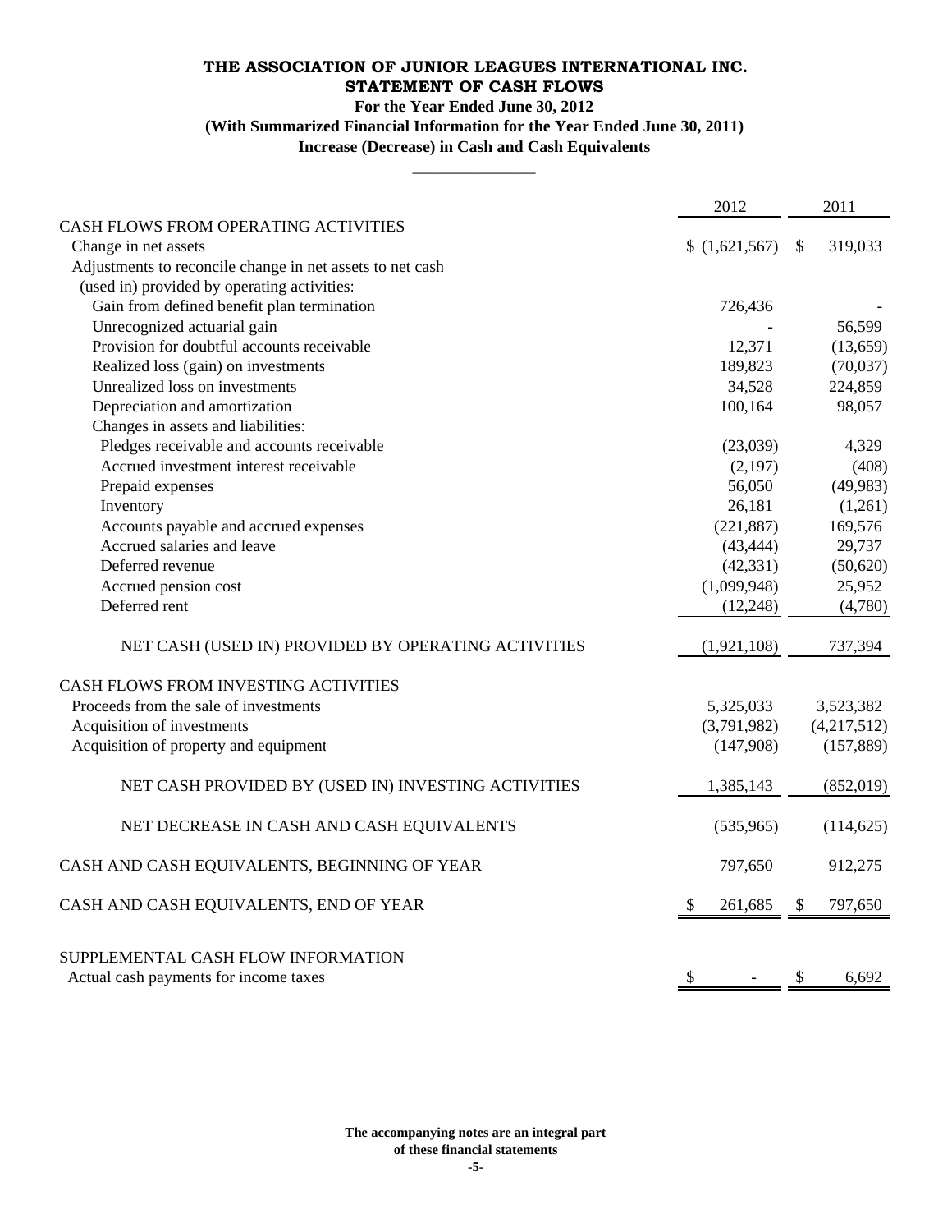# THE ASSOCIATION OF JUNIOR LEAGUES INTERNATIONAL INC.

## STATEMENT OF CASH FLOWS

**For the Year Ended June 30, 2012**

**(With Summarized Financial Information for the Year Ended June 30, 2011)**

**Increase (Decrease) in Cash and Cash Equivalents**

| | 2012 | 2011 |
|---|---|---|
| CASH FLOWS FROM OPERATING ACTIVITIES | | |
| Change in net assets | $ (1,621,567) | $ 319,033 |
| Adjustments to reconcile change in net assets to net cash (used in) provided by operating activities: | | |
| Gain from defined benefit plan termination | 726,436 | - |
| Unrecognized actuarial gain | - | 56,599 |
| Provision for doubtful accounts receivable | 12,371 | (13,659) |
| Realized loss (gain) on investments | 189,823 | (70,037) |
| Unrealized loss on investments | 34,528 | 224,859 |
| Depreciation and amortization | 100,164 | 98,057 |
| Changes in assets and liabilities: | | |
| Pledges receivable and accounts receivable | (23,039) | 4,329 |
| Accrued investment interest receivable | (2,197) | (408) |
| Prepaid expenses | 56,050 | (49,983) |
| Inventory | 26,181 | (1,261) |
| Accounts payable and accrued expenses | (221,887) | 169,576 |
| Accrued salaries and leave | (43,444) | 29,737 |
| Deferred revenue | (42,331) | (50,620) |
| Accrued pension cost | (1,099,948) | 25,952 |
| Deferred rent | (12,248) | (4,780) |
| NET CASH (USED IN) PROVIDED BY OPERATING ACTIVITIES | (1,921,108) | 737,394 |
| CASH FLOWS FROM INVESTING ACTIVITIES | | |
| Proceeds from the sale of investments | 5,325,033 | 3,523,382 |
| Acquisition of investments | (3,791,982) | (4,217,512) |
| Acquisition of property and equipment | (147,908) | (157,889) |
| NET CASH PROVIDED BY (USED IN) INVESTING ACTIVITIES | 1,385,143 | (852,019) |
| NET DECREASE IN CASH AND CASH EQUIVALENTS | (535,965) | (114,625) |
| CASH AND CASH EQUIVALENTS, BEGINNING OF YEAR | 797,650 | 912,275 |
| CASH AND CASH EQUIVALENTS, END OF YEAR | $ 261,685 | $ 797,650 |
| SUPPLEMENTAL CASH FLOW INFORMATION | | |
| Actual cash payments for income taxes | $ - | $ 6,692 |

**The accompanying notes are an integral part of these financial statements**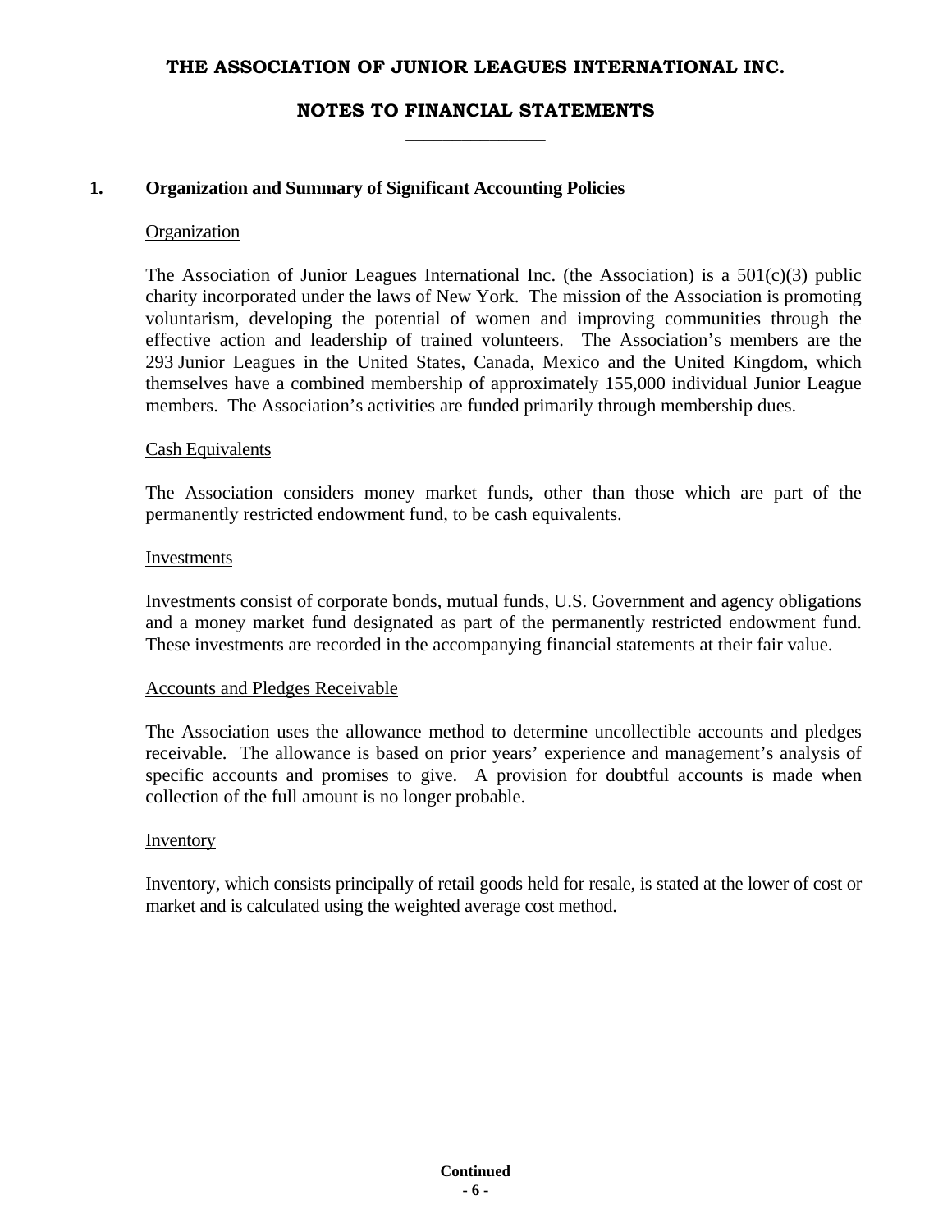# THE ASSOCIATION OF JUNIOR LEAGUES INTERNATIONAL INC.

## NOTES TO FINANCIAL STATEMENTS

### 1. Organization and Summary of Significant Accounting Policies

#### Organization

The Association of Junior Leagues International Inc. (the Association) is a 501(c)(3) public charity incorporated under the laws of New York. The mission of the Association is promoting voluntarism, developing the potential of women and improving communities through the effective action and leadership of trained volunteers. The Association's members are the 293 Junior Leagues in the United States, Canada, Mexico and the United Kingdom, which themselves have a combined membership of approximately 155,000 individual Junior League members. The Association's activities are funded primarily through membership dues.

#### Cash Equivalents

The Association considers money market funds, other than those which are part of the permanently restricted endowment fund, to be cash equivalents.

#### Investments

Investments consist of corporate bonds, mutual funds, U.S. Government and agency obligations and a money market fund designated as part of the permanently restricted endowment fund. These investments are recorded in the accompanying financial statements at their fair value.

#### Accounts and Pledges Receivable

The Association uses the allowance method to determine uncollectible accounts and pledges receivable. The allowance is based on prior years' experience and management's analysis of specific accounts and promises to give. A provision for doubtful accounts is made when collection of the full amount is no longer probable.

#### Inventory

Inventory, which consists principally of retail goods held for resale, is stated at the lower of cost or market and is calculated using the weighted average cost method.

**Continued**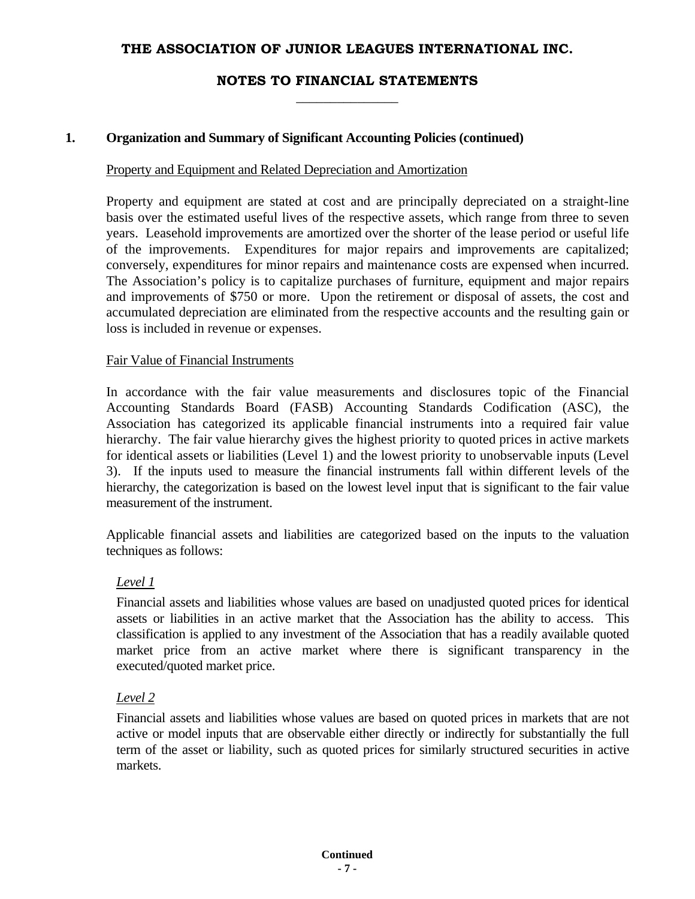# THE ASSOCIATION OF JUNIOR LEAGUES INTERNATIONAL INC.

## NOTES TO FINANCIAL STATEMENTS

### 1. Organization and Summary of Significant Accounting Policies (continued)

Property and Equipment and Related Depreciation and Amortization

Property and equipment are stated at cost and are principally depreciated on a straight-line basis over the estimated useful lives of the respective assets, which range from three to seven years. Leasehold improvements are amortized over the shorter of the lease period or useful life of the improvements. Expenditures for major repairs and improvements are capitalized; conversely, expenditures for minor repairs and maintenance costs are expensed when incurred. The Association's policy is to capitalize purchases of furniture, equipment and major repairs and improvements of $750 or more. Upon the retirement or disposal of assets, the cost and accumulated depreciation are eliminated from the respective accounts and the resulting gain or loss is included in revenue or expenses.

Fair Value of Financial Instruments

In accordance with the fair value measurements and disclosures topic of the Financial Accounting Standards Board (FASB) Accounting Standards Codification (ASC), the Association has categorized its applicable financial instruments into a required fair value hierarchy. The fair value hierarchy gives the highest priority to quoted prices in active markets for identical assets or liabilities (Level 1) and the lowest priority to unobservable inputs (Level 3). If the inputs used to measure the financial instruments fall within different levels of the hierarchy, the categorization is based on the lowest level input that is significant to the fair value measurement of the instrument.

Applicable financial assets and liabilities are categorized based on the inputs to the valuation techniques as follows:

*Level 1*

Financial assets and liabilities whose values are based on unadjusted quoted prices for identical assets or liabilities in an active market that the Association has the ability to access. This classification is applied to any investment of the Association that has a readily available quoted market price from an active market where there is significant transparency in the executed/quoted market price.

*Level 2*

Financial assets and liabilities whose values are based on quoted prices in markets that are not active or model inputs that are observable either directly or indirectly for substantially the full term of the asset or liability, such as quoted prices for similarly structured securities in active markets.

**Continued**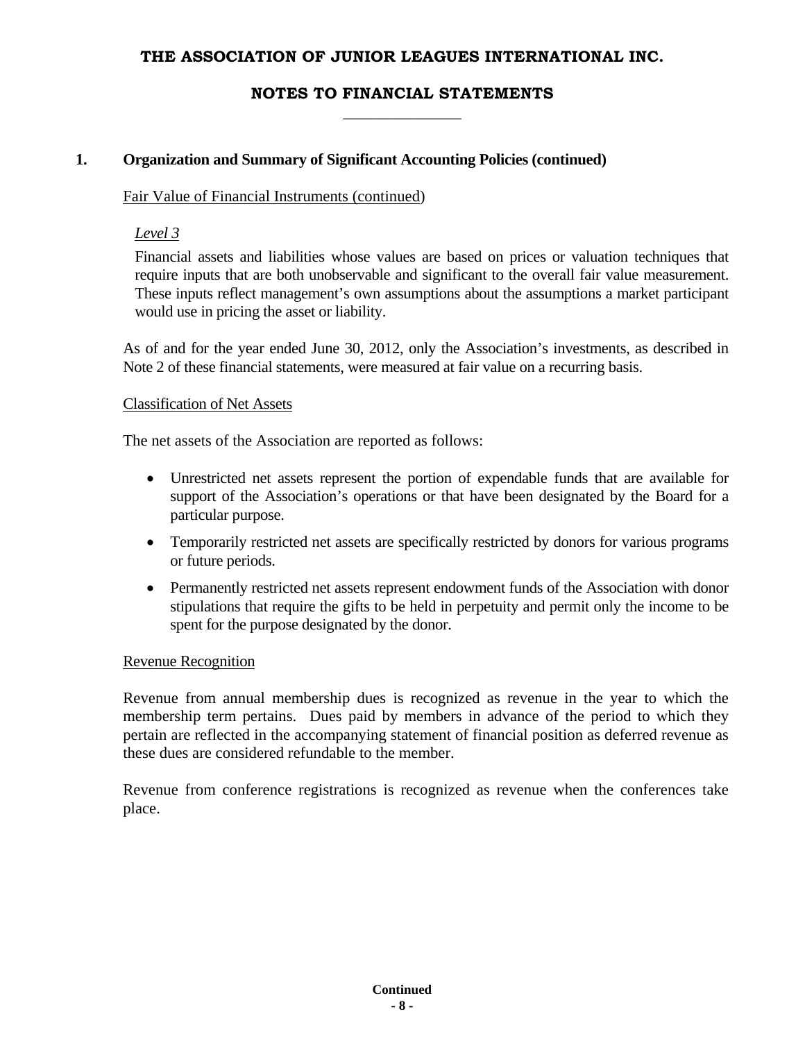# THE ASSOCIATION OF JUNIOR LEAGUES INTERNATIONAL INC.

## NOTES TO FINANCIAL STATEMENTS

### 1. Organization and Summary of Significant Accounting Policies (continued)

Fair Value of Financial Instruments (continued)

*Level 3*

Financial assets and liabilities whose values are based on prices or valuation techniques that require inputs that are both unobservable and significant to the overall fair value measurement. These inputs reflect management's own assumptions about the assumptions a market participant would use in pricing the asset or liability.

As of and for the year ended June 30, 2012, only the Association's investments, as described in Note 2 of these financial statements, were measured at fair value on a recurring basis.

Classification of Net Assets

The net assets of the Association are reported as follows:

- Unrestricted net assets represent the portion of expendable funds that are available for support of the Association's operations or that have been designated by the Board for a particular purpose.
- Temporarily restricted net assets are specifically restricted by donors for various programs or future periods.
- Permanently restricted net assets represent endowment funds of the Association with donor stipulations that require the gifts to be held in perpetuity and permit only the income to be spent for the purpose designated by the donor.

Revenue Recognition

Revenue from annual membership dues is recognized as revenue in the year to which the membership term pertains. Dues paid by members in advance of the period to which they pertain are reflected in the accompanying statement of financial position as deferred revenue as these dues are considered refundable to the member.

Revenue from conference registrations is recognized as revenue when the conferences take place.

**Continued**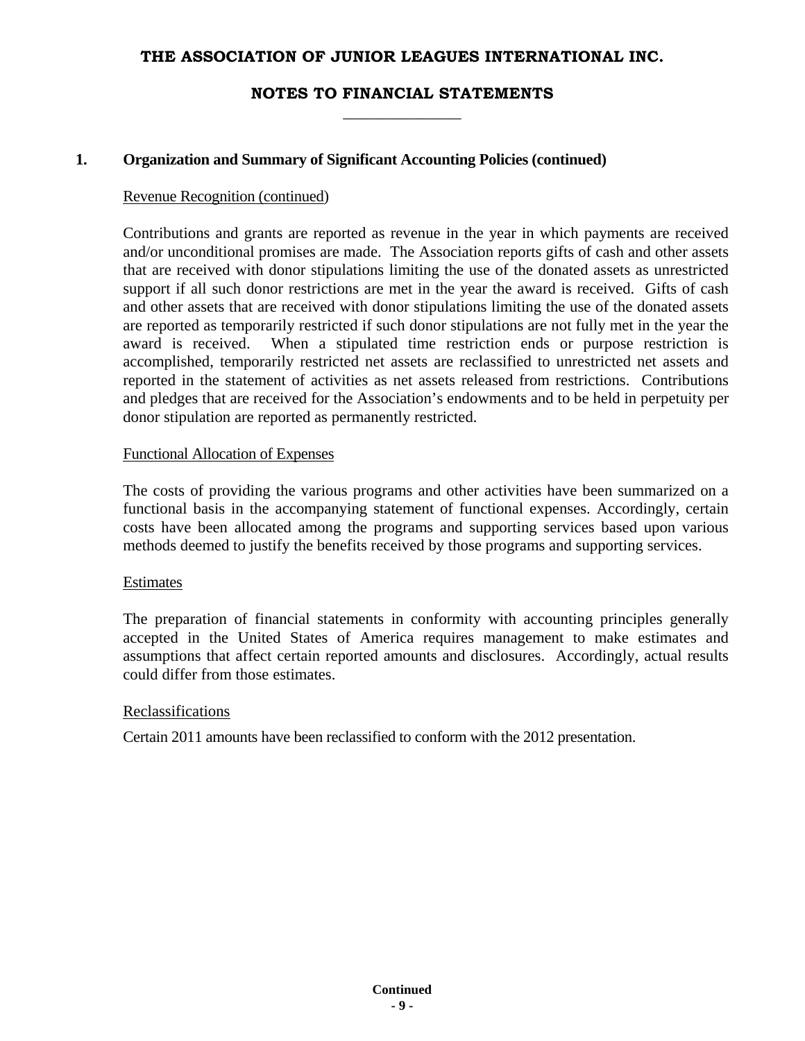# THE ASSOCIATION OF JUNIOR LEAGUES INTERNATIONAL INC.

## NOTES TO FINANCIAL STATEMENTS

### 1. Organization and Summary of Significant Accounting Policies (continued)

Revenue Recognition (continued)

Contributions and grants are reported as revenue in the year in which payments are received and/or unconditional promises are made. The Association reports gifts of cash and other assets that are received with donor stipulations limiting the use of the donated assets as unrestricted support if all such donor restrictions are met in the year the award is received. Gifts of cash and other assets that are received with donor stipulations limiting the use of the donated assets are reported as temporarily restricted if such donor stipulations are not fully met in the year the award is received. When a stipulated time restriction ends or purpose restriction is accomplished, temporarily restricted net assets are reclassified to unrestricted net assets and reported in the statement of activities as net assets released from restrictions. Contributions and pledges that are received for the Association's endowments and to be held in perpetuity per donor stipulation are reported as permanently restricted.

Functional Allocation of Expenses

The costs of providing the various programs and other activities have been summarized on a functional basis in the accompanying statement of functional expenses. Accordingly, certain costs have been allocated among the programs and supporting services based upon various methods deemed to justify the benefits received by those programs and supporting services.

Estimates

The preparation of financial statements in conformity with accounting principles generally accepted in the United States of America requires management to make estimates and assumptions that affect certain reported amounts and disclosures. Accordingly, actual results could differ from those estimates.

Reclassifications

Certain 2011 amounts have been reclassified to conform with the 2012 presentation.

Continued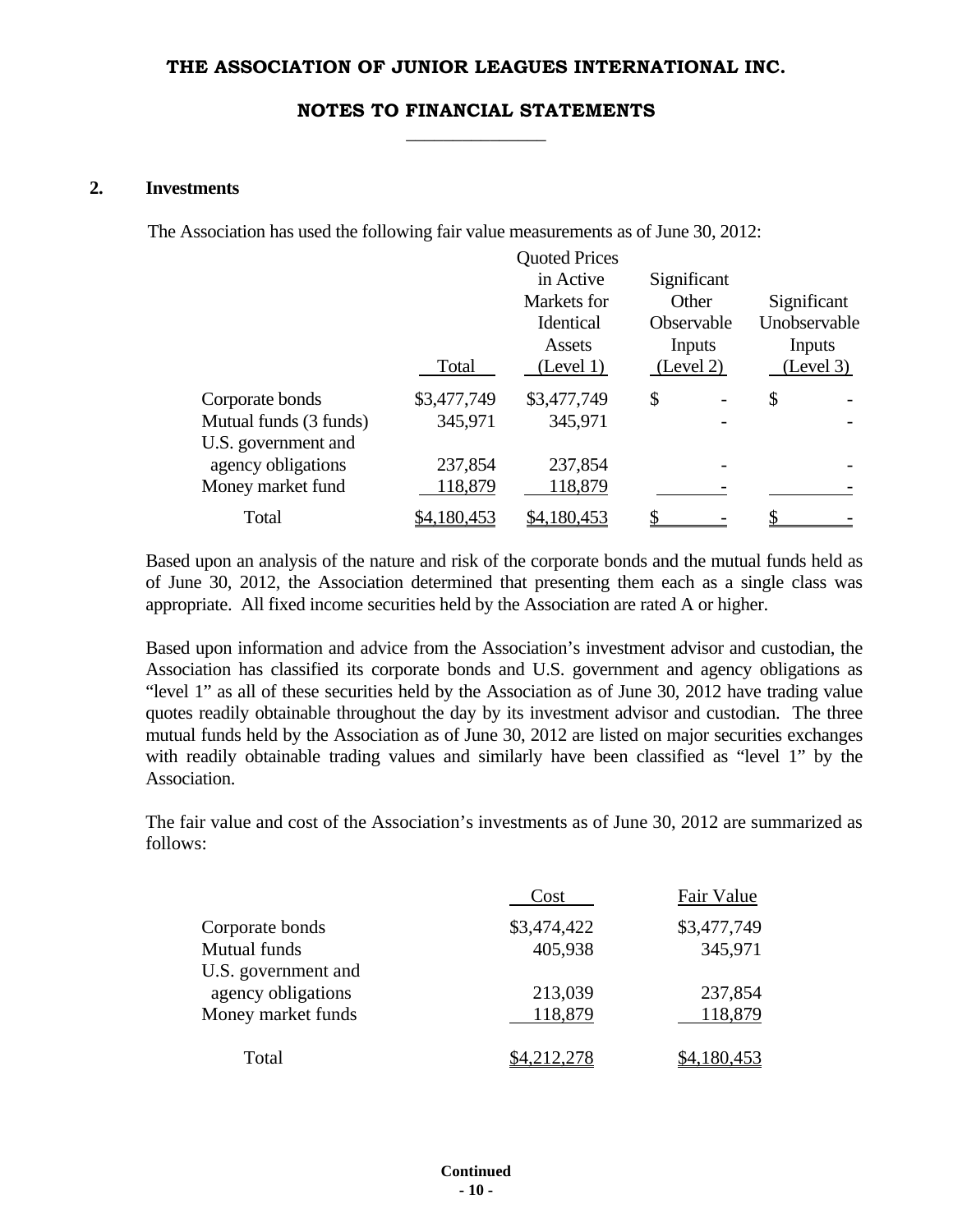# THE ASSOCIATION OF JUNIOR LEAGUES INTERNATIONAL INC.

## NOTES TO FINANCIAL STATEMENTS

### 2. Investments

The Association has used the following fair value measurements as of June 30, 2012:

| | Total | Quoted Prices in Active Markets for Identical Assets (Level 1) | Significant Other Observable Inputs (Level 2) | Significant Unobservable Inputs (Level 3) |
|---|---|---|---|---|
| Corporate bonds | $3,477,749 | $3,477,749 | $ - | $ - |
| Mutual funds (3 funds) | 345,971 | 345,971 | - | - |
| U.S. government and agency obligations | 237,854 | 237,854 | - | - |
| Money market fund | 118,879 | 118,879 | - | - |
| Total | $4,180,453 | $4,180,453 | $ - | $ - |

Based upon an analysis of the nature and risk of the corporate bonds and the mutual funds held as of June 30, 2012, the Association determined that presenting them each as a single class was appropriate. All fixed income securities held by the Association are rated A or higher.

Based upon information and advice from the Association's investment advisor and custodian, the Association has classified its corporate bonds and U.S. government and agency obligations as "level 1" as all of these securities held by the Association as of June 30, 2012 have trading value quotes readily obtainable throughout the day by its investment advisor and custodian. The three mutual funds held by the Association as of June 30, 2012 are listed on major securities exchanges with readily obtainable trading values and similarly have been classified as "level 1" by the Association.

The fair value and cost of the Association's investments as of June 30, 2012 are summarized as follows:

| | Cost | Fair Value |
|---|---|---|
| Corporate bonds | $3,474,422 | $3,477,749 |
| Mutual funds | 405,938 | 345,971 |
| U.S. government and agency obligations | 213,039 | 237,854 |
| Money market funds | 118,879 | 118,879 |
| Total | $4,212,278 | $4,180,453 |

Continued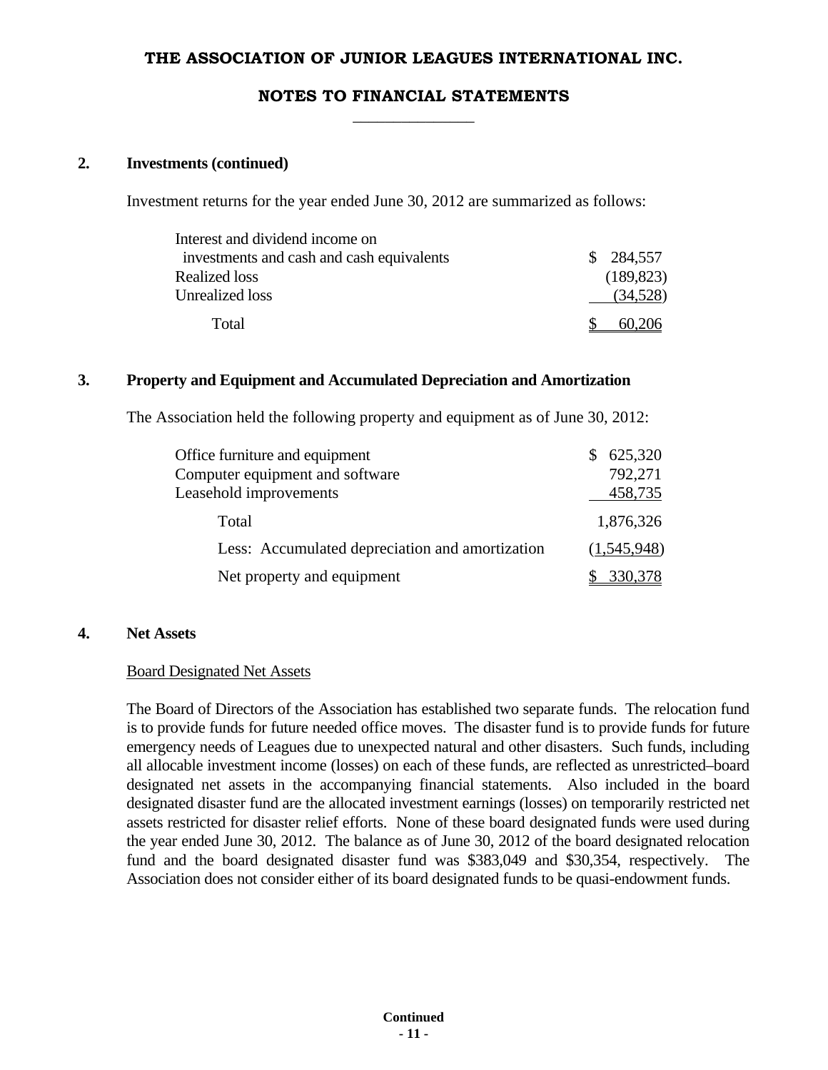**THE ASSOCIATION OF JUNIOR LEAGUES INTERNATIONAL INC.**

**NOTES TO FINANCIAL STATEMENTS**

## 2. Investments (continued)

Investment returns for the year ended June 30, 2012 are summarized as follows:

| | |
|---|---|
| Interest and dividend income on investments and cash and cash equivalents | $ 284,557 |
| Realized loss | (189,823) |
| Unrealized loss | (34,528) |
| Total | $ 60,206 |

## 3. Property and Equipment and Accumulated Depreciation and Amortization

The Association held the following property and equipment as of June 30, 2012:

| | |
|---|---|
| Office furniture and equipment | $ 625,320 |
| Computer equipment and software | 792,271 |
| Leasehold improvements | 458,735 |
| Total | 1,876,326 |
| Less: Accumulated depreciation and amortization | (1,545,948) |
| Net property and equipment | $ 330,378 |

## 4. Net Assets

Board Designated Net Assets

The Board of Directors of the Association has established two separate funds. The relocation fund is to provide funds for future needed office moves. The disaster fund is to provide funds for future emergency needs of Leagues due to unexpected natural and other disasters. Such funds, including all allocable investment income (losses) on each of these funds, are reflected as unrestricted–board designated net assets in the accompanying financial statements. Also included in the board designated disaster fund are the allocated investment earnings (losses) on temporarily restricted net assets restricted for disaster relief efforts. None of these board designated funds were used during the year ended June 30, 2012. The balance as of June 30, 2012 of the board designated relocation fund and the board designated disaster fund was $383,049 and $30,354, respectively. The Association does not consider either of its board designated funds to be quasi-endowment funds.

**Continued**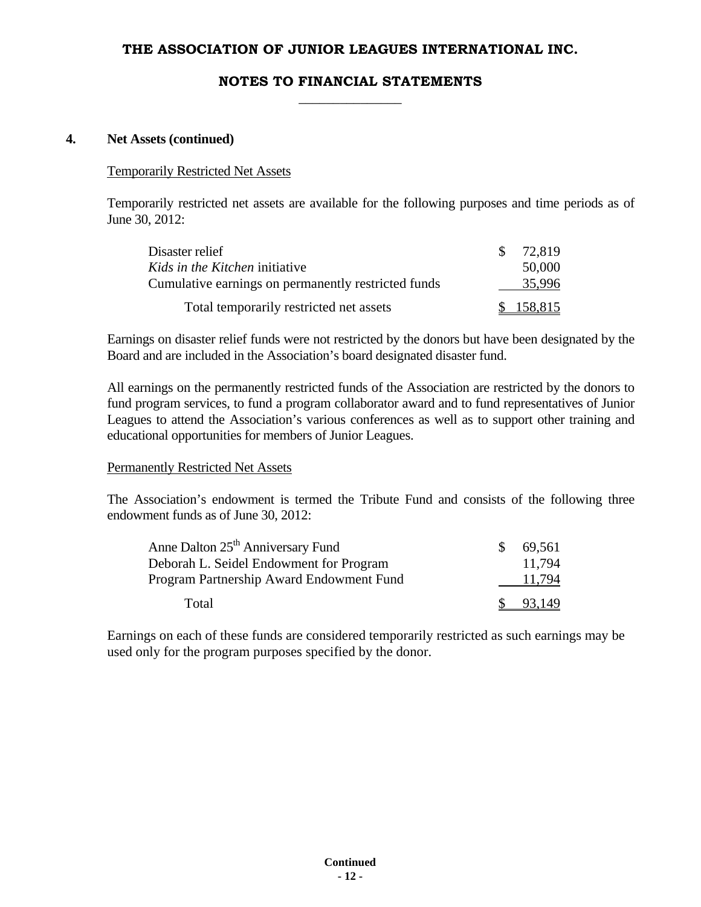## 4. Net Assets (continued)

Temporarily Restricted Net Assets

Temporarily restricted net assets are available for the following purposes and time periods as of June 30, 2012:

| | |
|---|---|
| Disaster relief | $ 72,819 |
| *Kids in the Kitchen* initiative | 50,000 |
| Cumulative earnings on permanently restricted funds | 35,996 |
| Total temporarily restricted net assets | $ 158,815 |

Earnings on disaster relief funds were not restricted by the donors but have been designated by the Board and are included in the Association's board designated disaster fund.

All earnings on the permanently restricted funds of the Association are restricted by the donors to fund program services, to fund a program collaborator award and to fund representatives of Junior Leagues to attend the Association's various conferences as well as to support other training and educational opportunities for members of Junior Leagues.

Permanently Restricted Net Assets

The Association's endowment is termed the Tribute Fund and consists of the following three endowment funds as of June 30, 2012:

| | |
|---|---|
| Anne Dalton 25th Anniversary Fund | $ 69,561 |
| Deborah L. Seidel Endowment for Program | 11,794 |
| Program Partnership Award Endowment Fund | 11,794 |
| Total | $ 93,149 |

Earnings on each of these funds are considered temporarily restricted as such earnings may be used only for the program purposes specified by the donor.

Continued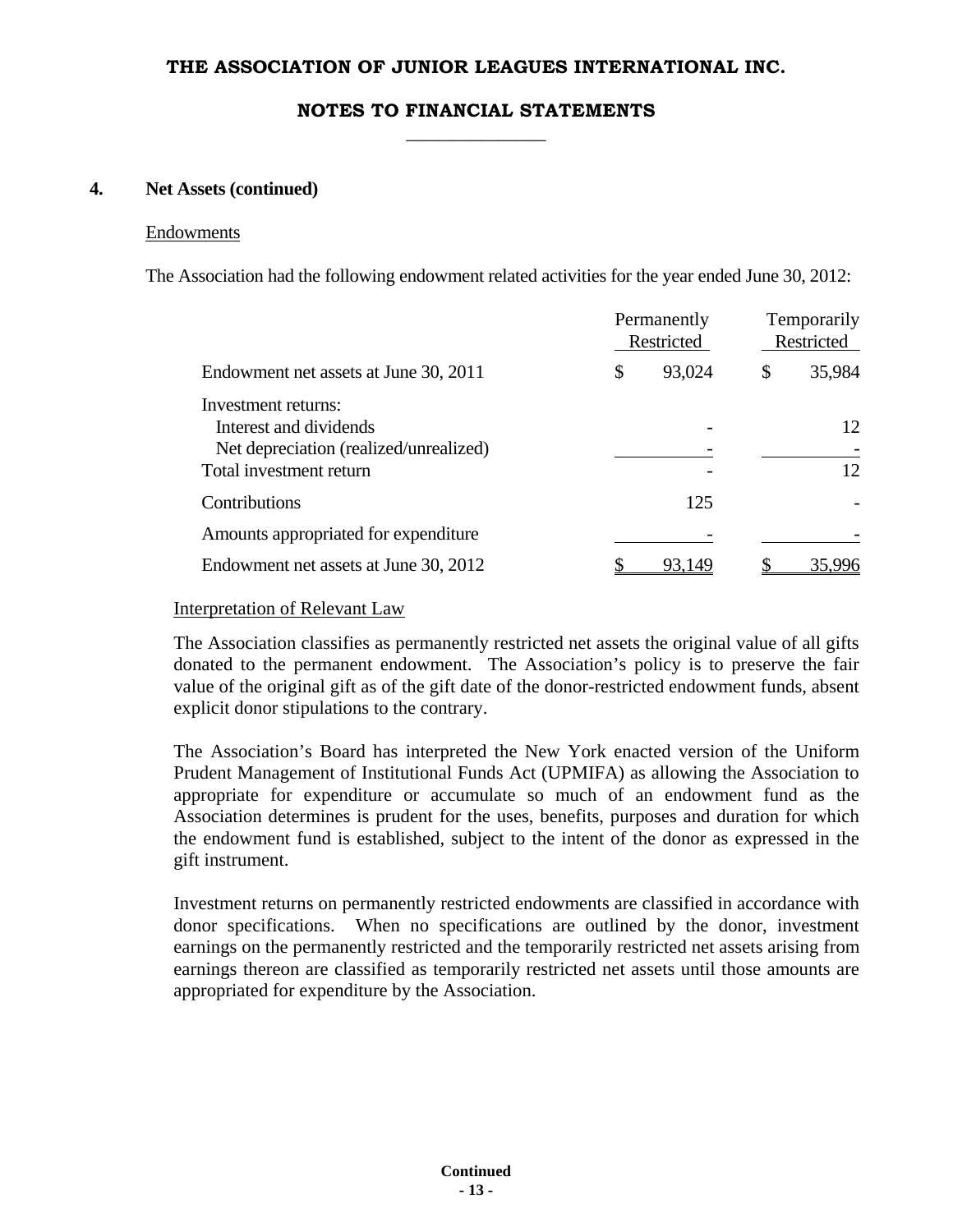## 4. Net Assets (continued)

### Endowments

The Association had the following endowment related activities for the year ended June 30, 2012:

| | Permanently Restricted | Temporarily Restricted |
|---|---|---|
| Endowment net assets at June 30, 2011 | $ 93,024 | $ 35,984 |
| Investment returns: | | |
| Interest and dividends | - | 12 |
| Net depreciation (realized/unrealized) | - | - |
| Total investment return | - | 12 |
| Contributions | 125 | - |
| Amounts appropriated for expenditure | - | - |
| Endowment net assets at June 30, 2012 | $ 93,149 | $ 35,996 |

### Interpretation of Relevant Law

The Association classifies as permanently restricted net assets the original value of all gifts donated to the permanent endowment. The Association's policy is to preserve the fair value of the original gift as of the gift date of the donor-restricted endowment funds, absent explicit donor stipulations to the contrary.

The Association's Board has interpreted the New York enacted version of the Uniform Prudent Management of Institutional Funds Act (UPMIFA) as allowing the Association to appropriate for expenditure or accumulate so much of an endowment fund as the Association determines is prudent for the uses, benefits, purposes and duration for which the endowment fund is established, subject to the intent of the donor as expressed in the gift instrument.

Investment returns on permanently restricted endowments are classified in accordance with donor specifications. When no specifications are outlined by the donor, investment earnings on the permanently restricted and the temporarily restricted net assets arising from earnings thereon are classified as temporarily restricted net assets until those amounts are appropriated for expenditure by the Association.

**Continued**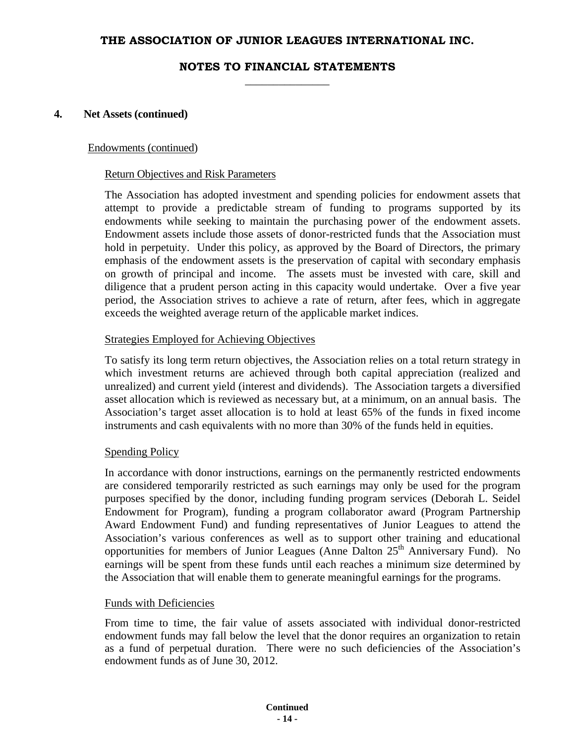## 4. Net Assets (continued)

### Endowments (continued)

#### Return Objectives and Risk Parameters

The Association has adopted investment and spending policies for endowment assets that attempt to provide a predictable stream of funding to programs supported by its endowments while seeking to maintain the purchasing power of the endowment assets. Endowment assets include those assets of donor-restricted funds that the Association must hold in perpetuity. Under this policy, as approved by the Board of Directors, the primary emphasis of the endowment assets is the preservation of capital with secondary emphasis on growth of principal and income. The assets must be invested with care, skill and diligence that a prudent person acting in this capacity would undertake. Over a five year period, the Association strives to achieve a rate of return, after fees, which in aggregate exceeds the weighted average return of the applicable market indices.

#### Strategies Employed for Achieving Objectives

To satisfy its long term return objectives, the Association relies on a total return strategy in which investment returns are achieved through both capital appreciation (realized and unrealized) and current yield (interest and dividends). The Association targets a diversified asset allocation which is reviewed as necessary but, at a minimum, on an annual basis. The Association's target asset allocation is to hold at least 65% of the funds in fixed income instruments and cash equivalents with no more than 30% of the funds held in equities.

#### Spending Policy

In accordance with donor instructions, earnings on the permanently restricted endowments are considered temporarily restricted as such earnings may only be used for the program purposes specified by the donor, including funding program services (Deborah L. Seidel Endowment for Program), funding a program collaborator award (Program Partnership Award Endowment Fund) and funding representatives of Junior Leagues to attend the Association's various conferences as well as to support other training and educational opportunities for members of Junior Leagues (Anne Dalton 25th Anniversary Fund). No earnings will be spent from these funds until each reaches a minimum size determined by the Association that will enable them to generate meaningful earnings for the programs.

#### Funds with Deficiencies

From time to time, the fair value of assets associated with individual donor-restricted endowment funds may fall below the level that the donor requires an organization to retain as a fund of perpetual duration. There were no such deficiencies of the Association's endowment funds as of June 30, 2012.

**Continued**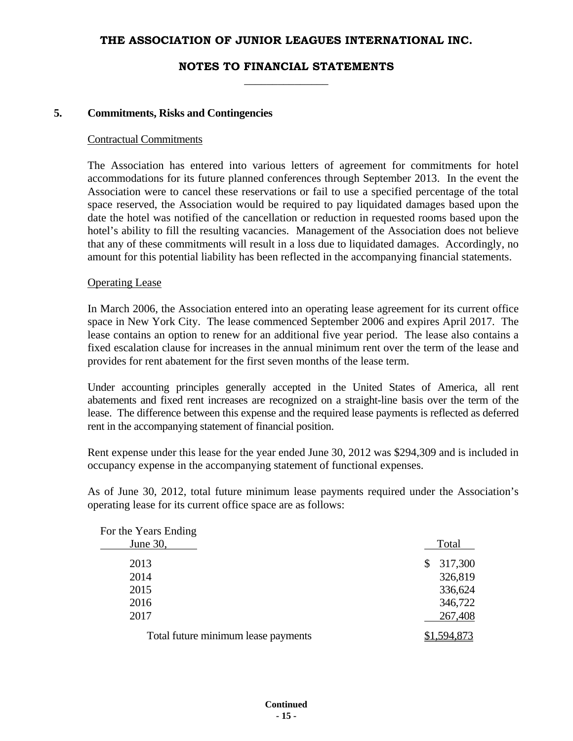# THE ASSOCIATION OF JUNIOR LEAGUES INTERNATIONAL INC.

## NOTES TO FINANCIAL STATEMENTS

### 5. Commitments, Risks and Contingencies

Contractual Commitments

The Association has entered into various letters of agreement for commitments for hotel accommodations for its future planned conferences through September 2013. In the event the Association were to cancel these reservations or fail to use a specified percentage of the total space reserved, the Association would be required to pay liquidated damages based upon the date the hotel was notified of the cancellation or reduction in requested rooms based upon the hotel's ability to fill the resulting vacancies. Management of the Association does not believe that any of these commitments will result in a loss due to liquidated damages. Accordingly, no amount for this potential liability has been reflected in the accompanying financial statements.

Operating Lease

In March 2006, the Association entered into an operating lease agreement for its current office space in New York City. The lease commenced September 2006 and expires April 2017. The lease contains an option to renew for an additional five year period. The lease also contains a fixed escalation clause for increases in the annual minimum rent over the term of the lease and provides for rent abatement for the first seven months of the lease term.

Under accounting principles generally accepted in the United States of America, all rent abatements and fixed rent increases are recognized on a straight-line basis over the term of the lease. The difference between this expense and the required lease payments is reflected as deferred rent in the accompanying statement of financial position.

Rent expense under this lease for the year ended June 30, 2012 was $294,309 and is included in occupancy expense in the accompanying statement of functional expenses.

As of June 30, 2012, total future minimum lease payments required under the Association's operating lease for its current office space are as follows:

| For the Years Ending June 30, | Total |
|---|---|
| 2013 | $ 317,300 |
| 2014 | 326,819 |
| 2015 | 336,624 |
| 2016 | 346,722 |
| 2017 | 267,408 |
| Total future minimum lease payments | $1,594,873 |

Continued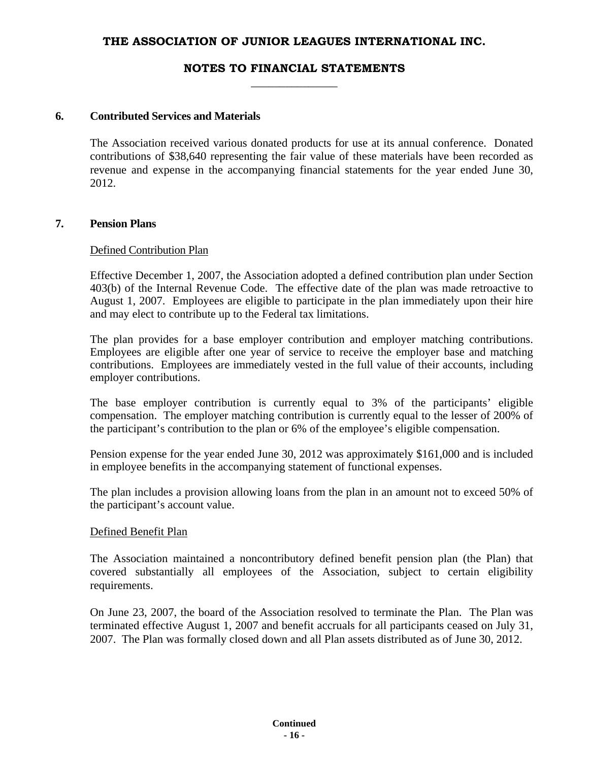## 6. Contributed Services and Materials

The Association received various donated products for use at its annual conference. Donated contributions of $38,640 representing the fair value of these materials have been recorded as revenue and expense in the accompanying financial statements for the year ended June 30, 2012.

## 7. Pension Plans

Defined Contribution Plan

Effective December 1, 2007, the Association adopted a defined contribution plan under Section 403(b) of the Internal Revenue Code. The effective date of the plan was made retroactive to August 1, 2007. Employees are eligible to participate in the plan immediately upon their hire and may elect to contribute up to the Federal tax limitations.

The plan provides for a base employer contribution and employer matching contributions. Employees are eligible after one year of service to receive the employer base and matching contributions. Employees are immediately vested in the full value of their accounts, including employer contributions.

The base employer contribution is currently equal to 3% of the participants' eligible compensation. The employer matching contribution is currently equal to the lesser of 200% of the participant's contribution to the plan or 6% of the employee's eligible compensation.

Pension expense for the year ended June 30, 2012 was approximately $161,000 and is included in employee benefits in the accompanying statement of functional expenses.

The plan includes a provision allowing loans from the plan in an amount not to exceed 50% of the participant's account value.

Defined Benefit Plan

The Association maintained a noncontributory defined benefit pension plan (the Plan) that covered substantially all employees of the Association, subject to certain eligibility requirements.

On June 23, 2007, the board of the Association resolved to terminate the Plan. The Plan was terminated effective August 1, 2007 and benefit accruals for all participants ceased on July 31, 2007. The Plan was formally closed down and all Plan assets distributed as of June 30, 2012.

**Continued**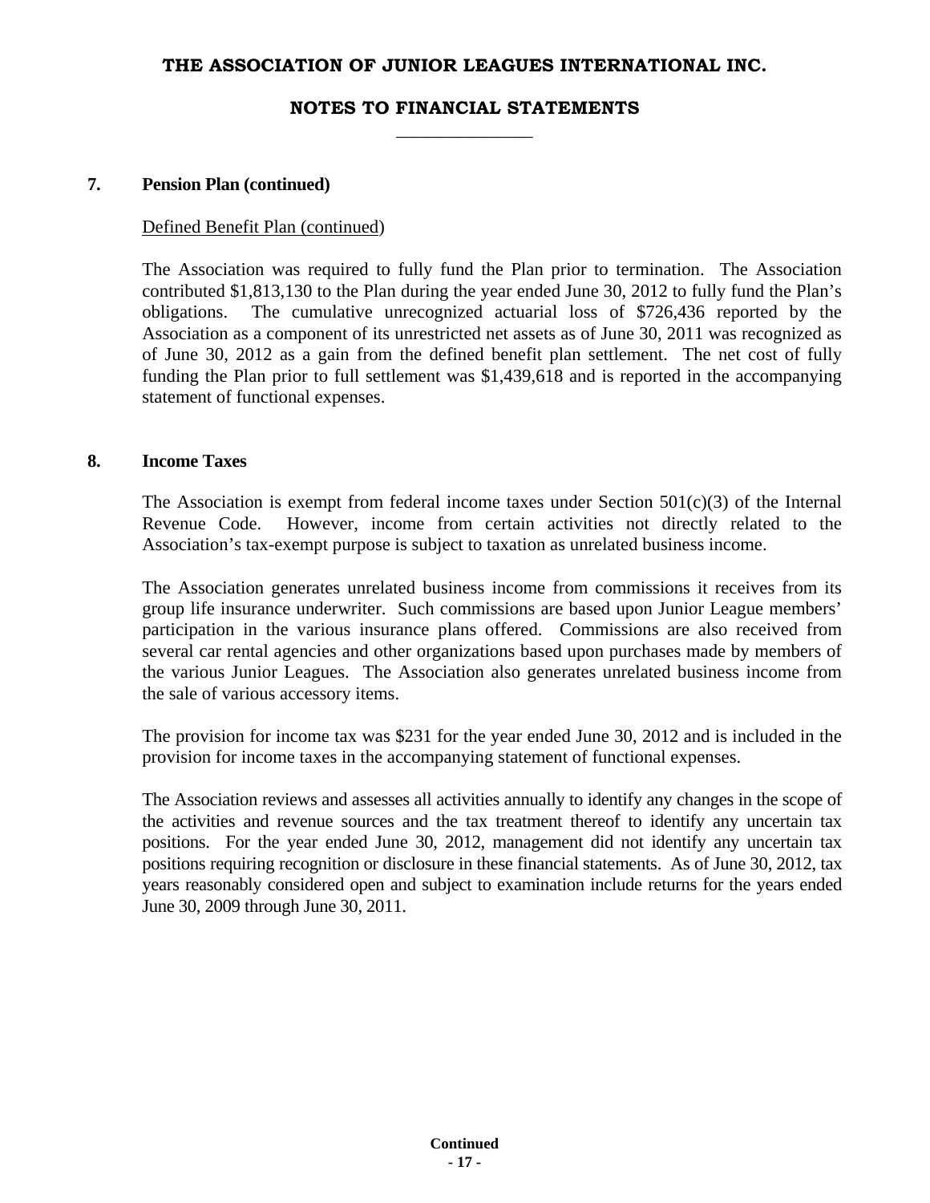## 7. Pension Plan (continued)

Defined Benefit Plan (continued)

The Association was required to fully fund the Plan prior to termination. The Association contributed $1,813,130 to the Plan during the year ended June 30, 2012 to fully fund the Plan's obligations. The cumulative unrecognized actuarial loss of $726,436 reported by the Association as a component of its unrestricted net assets as of June 30, 2011 was recognized as of June 30, 2012 as a gain from the defined benefit plan settlement. The net cost of fully funding the Plan prior to full settlement was $1,439,618 and is reported in the accompanying statement of functional expenses.

## 8. Income Taxes

The Association is exempt from federal income taxes under Section 501(c)(3) of the Internal Revenue Code. However, income from certain activities not directly related to the Association's tax-exempt purpose is subject to taxation as unrelated business income.

The Association generates unrelated business income from commissions it receives from its group life insurance underwriter. Such commissions are based upon Junior League members' participation in the various insurance plans offered. Commissions are also received from several car rental agencies and other organizations based upon purchases made by members of the various Junior Leagues. The Association also generates unrelated business income from the sale of various accessory items.

The provision for income tax was $231 for the year ended June 30, 2012 and is included in the provision for income taxes in the accompanying statement of functional expenses.

The Association reviews and assesses all activities annually to identify any changes in the scope of the activities and revenue sources and the tax treatment thereof to identify any uncertain tax positions. For the year ended June 30, 2012, management did not identify any uncertain tax positions requiring recognition or disclosure in these financial statements. As of June 30, 2012, tax years reasonably considered open and subject to examination include returns for the years ended June 30, 2009 through June 30, 2011.

**Continued**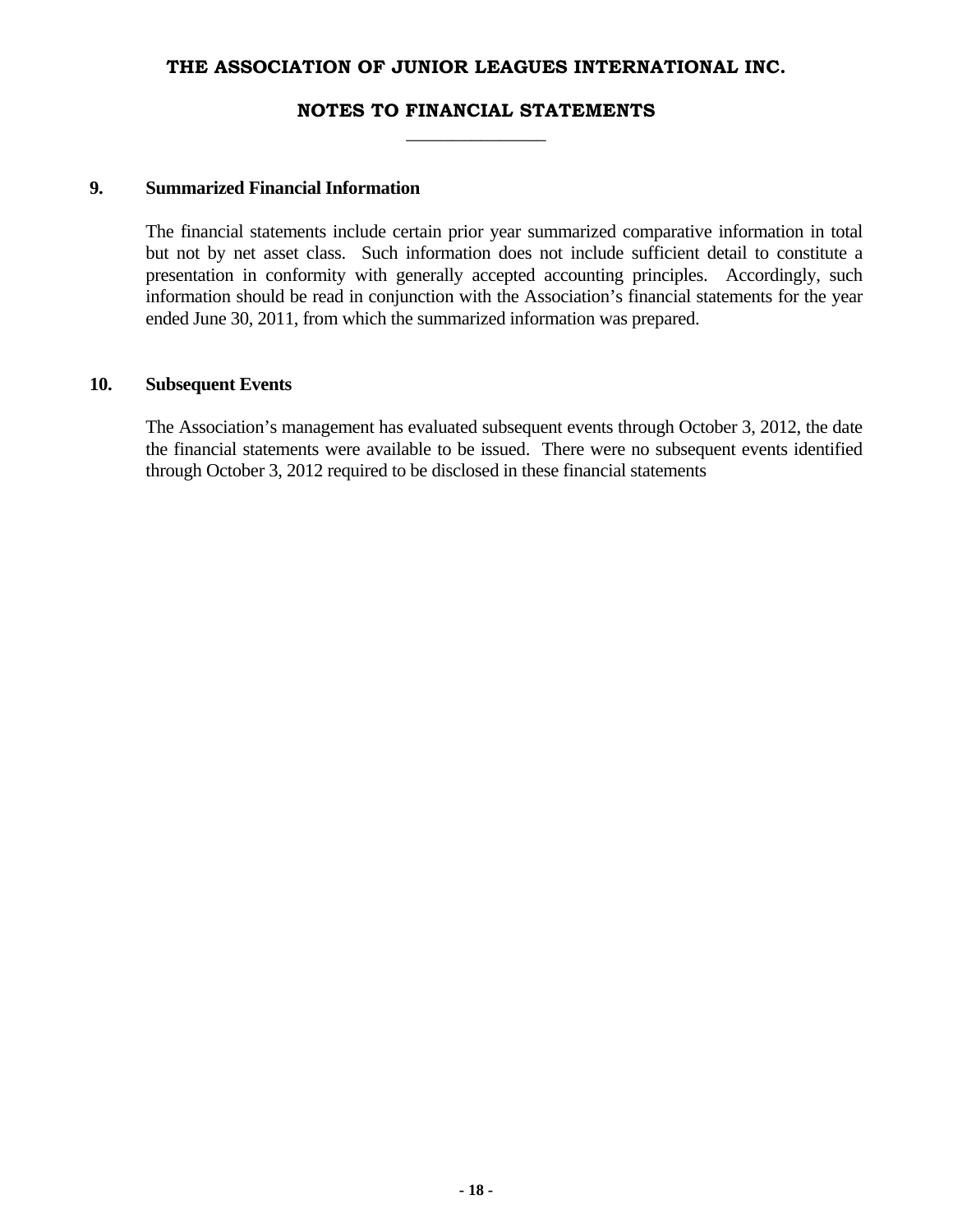## 9. Summarized Financial Information

The financial statements include certain prior year summarized comparative information in total but not by net asset class. Such information does not include sufficient detail to constitute a presentation in conformity with generally accepted accounting principles. Accordingly, such information should be read in conjunction with the Association's financial statements for the year ended June 30, 2011, from which the summarized information was prepared.

## 10. Subsequent Events

The Association's management has evaluated subsequent events through October 3, 2012, the date the financial statements were available to be issued. There were no subsequent events identified through October 3, 2012 required to be disclosed in these financial statements